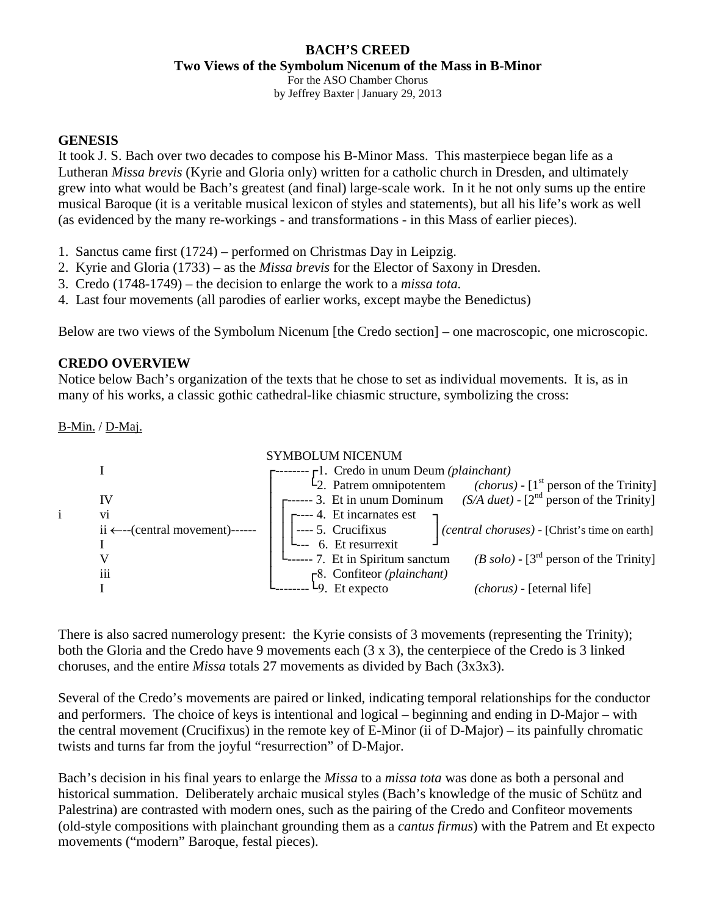**BACH'S CREED**

**Two Views of the Symbolum Nicenum of the Mass in B-Minor**

For the ASO Chamber Chorus

by Jeffrey Baxter | January 29, 2013

## GENESIS

It took J. S. Bach over two decades to compose his B-Minor Mass. This masterpiece began life as a Lutheran *Missa brevis* (Kyrie and Gloria only) written for a catholic church in Dresden, and ultimately grew into what would be Bach's greatest (and final) large-scale work. In it he not only sums up the entire musical Baroque (it is a veritable musical lexicon of styles and statements), but all his life's work as well (as evidenced by the many re-workings - and transformations - in this Mass of earlier pieces).

1. Sanctus came first (1724) – performed on Christmas Day in Leipzig.
2. Kyrie and Gloria (1733) – as the *Missa brevis* for the Elector of Saxony in Dresden.
3. Credo (1748-1749) – the decision to enlarge the work to a *missa tota.*
4. Last four movements (all parodies of earlier works, except maybe the Benedictus)

Below are two views of the Symbolum Nicenum [the Credo section] – one macroscopic, one microscopic.

## CREDO OVERVIEW

Notice below Bach's organization of the texts that he chose to set as individual movements. It is, as in many of his works, a classic gothic cathedral-like chiasmic structure, symbolizing the cross:

B-Min. / D-Maj.

SYMBOLUM NICENUM

| B-Min. | D-Maj. | Movement | Description |
|---|---|---|---|
| | I | 1. Credo in unum Deum *(plainchant)* | |
| | | 2. Patrem omnipotentem | *(chorus)* - [1st person of the Trinity] |
| | IV | 3. Et in unum Dominum | *(S/A duet)* - [2nd person of the Trinity] |
| i | vi | 4. Et incarnates est | *(central choruses)* - [Christ's time on earth] |
| | ii ←--(central movement)------ | 5. Crucifixus | |
| | I | 6. Et resurrexit | |
| | V | 7. Et in Spiritum sanctum | *(B solo)* - [3rd person of the Trinity] |
| | iii | 8. Confiteor *(plainchant)* | |
| | I | 9. Et expecto | *(chorus)* - [eternal life] |

There is also sacred numerology present: the Kyrie consists of 3 movements (representing the Trinity); both the Gloria and the Credo have 9 movements each (3 x 3), the centerpiece of the Credo is 3 linked choruses, and the entire *Missa* totals 27 movements as divided by Bach (3x3x3).

Several of the Credo's movements are paired or linked, indicating temporal relationships for the conductor and performers. The choice of keys is intentional and logical – beginning and ending in D-Major – with the central movement (Crucifixus) in the remote key of E-Minor (ii of D-Major) – its painfully chromatic twists and turns far from the joyful "resurrection" of D-Major.

Bach's decision in his final years to enlarge the *Missa* to a *missa tota* was done as both a personal and historical summation. Deliberately archaic musical styles (Bach's knowledge of the music of Schütz and Palestrina) are contrasted with modern ones, such as the pairing of the Credo and Confiteor movements (old-style compositions with plainchant grounding them as a *cantus firmus*) with the Patrem and Et expecto movements ("modern" Baroque, festal pieces).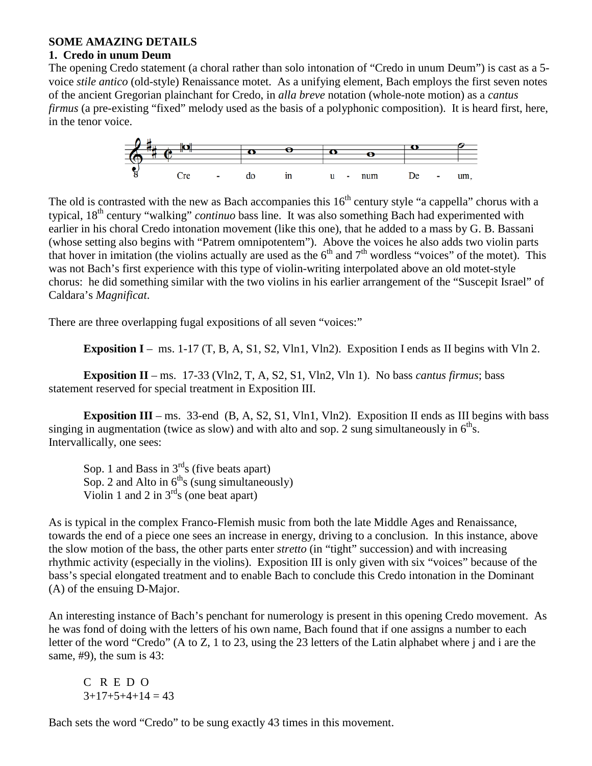**SOME AMAZING DETAILS**

**1. Credo in unum Deum**

The opening Credo statement (a choral rather than solo intonation of "Credo in unum Deum") is cast as a 5-voice *stile antico* (old-style) Renaissance motet. As a unifying element, Bach employs the first seven notes of the ancient Gregorian plainchant for Credo, in *alla breve* notation (whole-note motion) as a *cantus firmus* (a pre-existing "fixed" melody used as the basis of a polyphonic composition). It is heard first, here, in the tenor voice.

Cre - do in u - num De - um,

The old is contrasted with the new as Bach accompanies this 16th century style "a cappella" chorus with a typical, 18th century "walking" *continuo* bass line. It was also something Bach had experimented with earlier in his choral Credo intonation movement (like this one), that he added to a mass by G. B. Bassani (whose setting also begins with "Patrem omnipotentem"). Above the voices he also adds two violin parts that hover in imitation (the violins actually are used as the 6th and 7th wordless "voices" of the motet). This was not Bach's first experience with this type of violin-writing interpolated above an old motet-style chorus: he did something similar with the two violins in his earlier arrangement of the "Suscepit Israel" of Caldara's *Magnificat*.

There are three overlapping fugal expositions of all seven "voices:"

**Exposition I** – ms. 1-17 (T, B, A, S1, S2, Vln1, Vln2). Exposition I ends as II begins with Vln 2.

**Exposition II** – ms. 17-33 (Vln2, T, A, S2, S1, Vln2, Vln 1). No bass *cantus firmus*; bass statement reserved for special treatment in Exposition III.

**Exposition III** – ms. 33-end (B, A, S2, S1, Vln1, Vln2). Exposition II ends as III begins with bass singing in augmentation (twice as slow) and with alto and sop. 2 sung simultaneously in 6ths. Intervallically, one sees:

Sop. 1 and Bass in 3rds (five beats apart)
Sop. 2 and Alto in 6ths (sung simultaneously)
Violin 1 and 2 in 3rds (one beat apart)

As is typical in the complex Franco-Flemish music from both the late Middle Ages and Renaissance, towards the end of a piece one sees an increase in energy, driving to a conclusion. In this instance, above the slow motion of the bass, the other parts enter *stretto* (in "tight" succession) and with increasing rhythmic activity (especially in the violins). Exposition III is only given with six "voices" because of the bass's special elongated treatment and to enable Bach to conclude this Credo intonation in the Dominant (A) of the ensuing D-Major.

An interesting instance of Bach's penchant for numerology is present in this opening Credo movement. As he was fond of doing with the letters of his own name, Bach found that if one assigns a number to each letter of the word "Credo" (A to Z, 1 to 23, using the 23 letters of the Latin alphabet where j and i are the same, #9), the sum is 43:

C R E D O
3+17+5+4+14 = 43

Bach sets the word "Credo" to be sung exactly 43 times in this movement.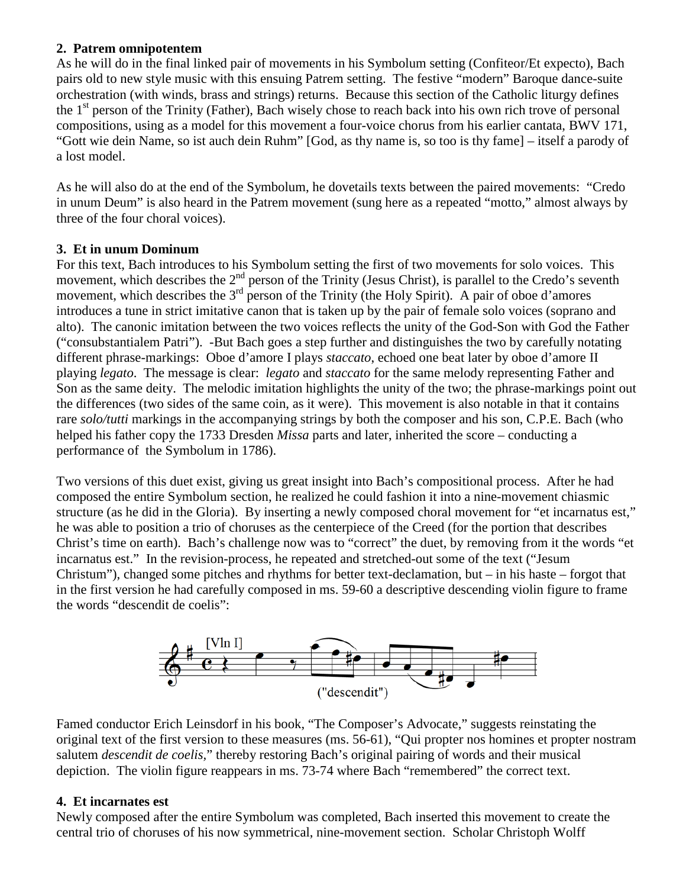**2. Patrem omnipotentem**

As he will do in the final linked pair of movements in his Symbolum setting (Confiteor/Et expecto), Bach pairs old to new style music with this ensuing Patrem setting. The festive "modern" Baroque dance-suite orchestration (with winds, brass and strings) returns. Because this section of the Catholic liturgy defines the 1st person of the Trinity (Father), Bach wisely chose to reach back into his own rich trove of personal compositions, using as a model for this movement a four-voice chorus from his earlier cantata, BWV 171, "Gott wie dein Name, so ist auch dein Ruhm" [God, as thy name is, so too is thy fame] – itself a parody of a lost model.

As he will also do at the end of the Symbolum, he dovetails texts between the paired movements: "Credo in unum Deum" is also heard in the Patrem movement (sung here as a repeated "motto," almost always by three of the four choral voices).

**3. Et in unum Dominum**

For this text, Bach introduces to his Symbolum setting the first of two movements for solo voices. This movement, which describes the 2nd person of the Trinity (Jesus Christ), is parallel to the Credo's seventh movement, which describes the 3rd person of the Trinity (the Holy Spirit). A pair of oboe d'amores introduces a tune in strict imitative canon that is taken up by the pair of female solo voices (soprano and alto). The canonic imitation between the two voices reflects the unity of the God-Son with God the Father ("consubstantialem Patri"). -But Bach goes a step further and distinguishes the two by carefully notating different phrase-markings: Oboe d'amore I plays *staccato*, echoed one beat later by oboe d'amore II playing *legato*. The message is clear: *legato* and *staccato* for the same melody representing Father and Son as the same deity. The melodic imitation highlights the unity of the two; the phrase-markings point out the differences (two sides of the same coin, as it were). This movement is also notable in that it contains rare *solo/tutti* markings in the accompanying strings by both the composer and his son, C.P.E. Bach (who helped his father copy the 1733 Dresden *Missa* parts and later, inherited the score – conducting a performance of the Symbolum in 1786).

Two versions of this duet exist, giving us great insight into Bach's compositional process. After he had composed the entire Symbolum section, he realized he could fashion it into a nine-movement chiasmic structure (as he did in the Gloria). By inserting a newly composed choral movement for "et incarnatus est," he was able to position a trio of choruses as the centerpiece of the Creed (for the portion that describes Christ's time on earth). Bach's challenge now was to "correct" the duet, by removing from it the words "et incarnatus est." In the revision-process, he repeated and stretched-out some of the text ("Jesum Christum"), changed some pitches and rhythms for better text-declamation, but – in his haste – forgot that in the first version he had carefully composed in ms. 59-60 a descriptive descending violin figure to frame the words "descendit de coelis":

[Vln I]

("descendit")

Famed conductor Erich Leinsdorf in his book, "The Composer's Advocate," suggests reinstating the original text of the first version to these measures (ms. 56-61), "Qui propter nos homines et propter nostram salutem *descendit de coelis*," thereby restoring Bach's original pairing of words and their musical depiction. The violin figure reappears in ms. 73-74 where Bach "remembered" the correct text.

**4. Et incarnates est**

Newly composed after the entire Symbolum was completed, Bach inserted this movement to create the central trio of choruses of his now symmetrical, nine-movement section. Scholar Christoph Wolff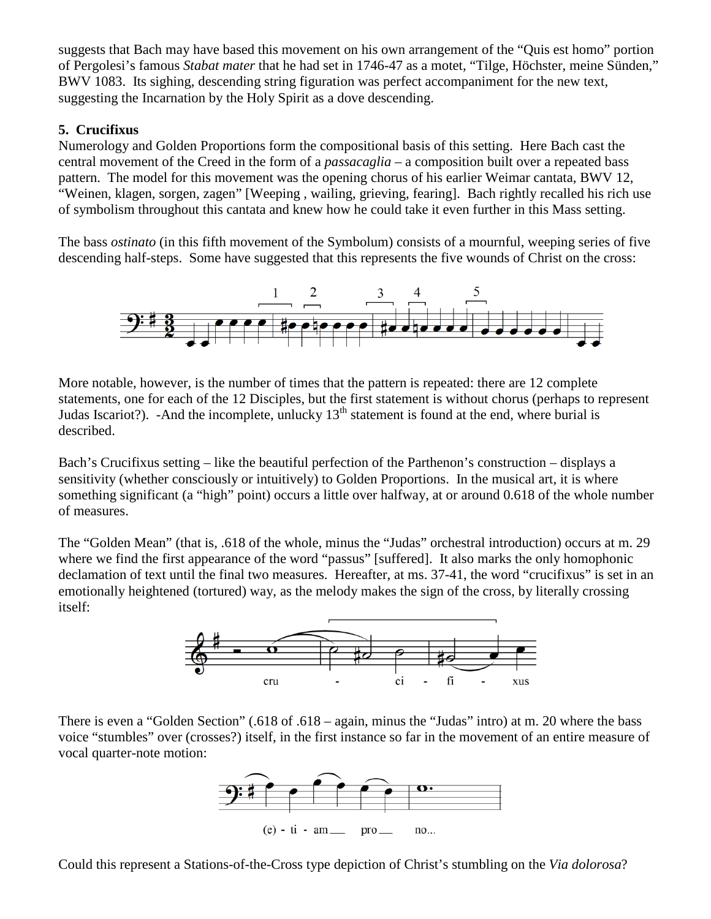suggests that Bach may have based this movement on his own arrangement of the "Quis est homo" portion of Pergolesi's famous *Stabat mater* that he had set in 1746-47 as a motet, "Tilge, Höchster, meine Sünden," BWV 1083. Its sighing, descending string figuration was perfect accompaniment for the new text, suggesting the Incarnation by the Holy Spirit as a dove descending.

**5. Crucifixus**

Numerology and Golden Proportions form the compositional basis of this setting. Here Bach cast the central movement of the Creed in the form of a *passacaglia* – a composition built over a repeated bass pattern. The model for this movement was the opening chorus of his earlier Weimar cantata, BWV 12, "Weinen, klagen, sorgen, zagen" [Weeping , wailing, grieving, fearing]. Bach rightly recalled his rich use of symbolism throughout this cantata and knew how he could take it even further in this Mass setting.

The bass *ostinato* (in this fifth movement of the Symbolum) consists of a mournful, weeping series of five descending half-steps. Some have suggested that this represents the five wounds of Christ on the cross:

More notable, however, is the number of times that the pattern is repeated: there are 12 complete statements, one for each of the 12 Disciples, but the first statement is without chorus (perhaps to represent Judas Iscariot?). -And the incomplete, unlucky 13th statement is found at the end, where burial is described.

Bach's Crucifixus setting – like the beautiful perfection of the Parthenon's construction – displays a sensitivity (whether consciously or intuitively) to Golden Proportions. In the musical art, it is where something significant (a "high" point) occurs a little over halfway, at or around 0.618 of the whole number of measures.

The "Golden Mean" (that is, .618 of the whole, minus the "Judas" orchestral introduction) occurs at m. 29 where we find the first appearance of the word "passus" [suffered]. It also marks the only homophonic declamation of text until the final two measures. Hereafter, at ms. 37-41, the word "crucifixus" is set in an emotionally heightened (tortured) way, as the melody makes the sign of the cross, by literally crossing itself:

There is even a "Golden Section" (.618 of .618 – again, minus the "Judas" intro) at m. 20 where the bass voice "stumbles" over (crosses?) itself, in the first instance so far in the movement of an entire measure of vocal quarter-note motion:

Could this represent a Stations-of-the-Cross type depiction of Christ's stumbling on the *Via dolorosa*?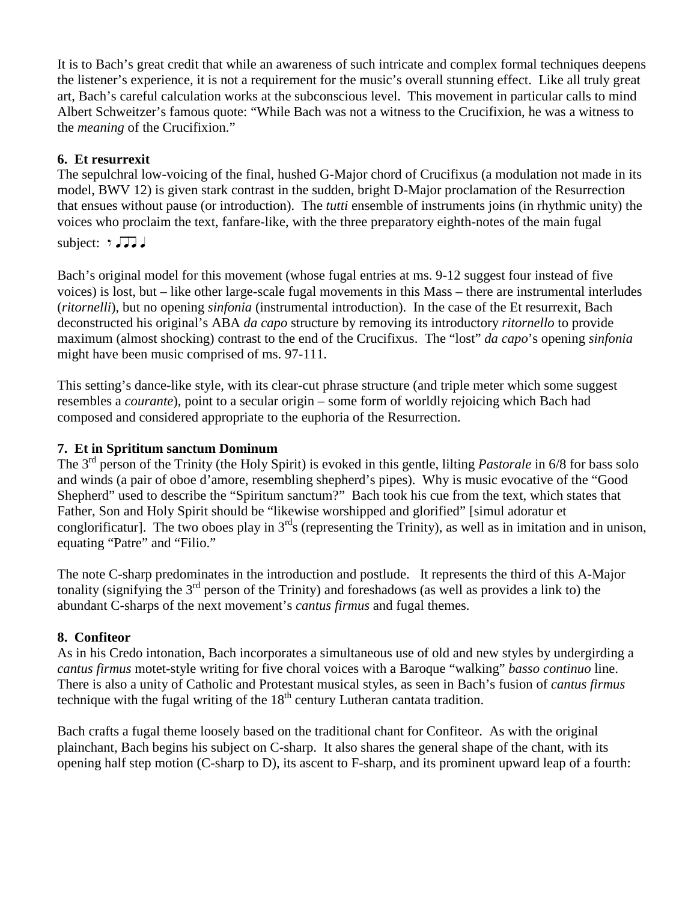It is to Bach's great credit that while an awareness of such intricate and complex formal techniques deepens the listener's experience, it is not a requirement for the music's overall stunning effect. Like all truly great art, Bach's careful calculation works at the subconscious level. This movement in particular calls to mind Albert Schweitzer's famous quote: "While Bach was not a witness to the Crucifixion, he was a witness to the *meaning* of the Crucifixion."

**6. Et resurrexit**

The sepulchral low-voicing of the final, hushed G-Major chord of Crucifixus (a modulation not made in its model, BWV 12) is given stark contrast in the sudden, bright D-Major proclamation of the Resurrection that ensues without pause (or introduction). The *tutti* ensemble of instruments joins (in rhythmic unity) the voices who proclaim the text, fanfare-like, with the three preparatory eighth-notes of the main fugal subject: 𝄾 ♫♪ ♩

Bach's original model for this movement (whose fugal entries at ms. 9-12 suggest four instead of five voices) is lost, but – like other large-scale fugal movements in this Mass – there are instrumental interludes (*ritornelli*), but no opening *sinfonia* (instrumental introduction). In the case of the Et resurrexit, Bach deconstructed his original's ABA *da capo* structure by removing its introductory *ritornello* to provide maximum (almost shocking) contrast to the end of the Crucifixus. The "lost" *da capo*'s opening *sinfonia* might have been music comprised of ms. 97-111.

This setting's dance-like style, with its clear-cut phrase structure (and triple meter which some suggest resembles a *courante*), point to a secular origin – some form of worldly rejoicing which Bach had composed and considered appropriate to the euphoria of the Resurrection.

**7. Et in Sprititum sanctum Dominum**

The 3rd person of the Trinity (the Holy Spirit) is evoked in this gentle, lilting *Pastorale* in 6/8 for bass solo and winds (a pair of oboe d'amore, resembling shepherd's pipes). Why is music evocative of the "Good Shepherd" used to describe the "Spiritum sanctum?" Bach took his cue from the text, which states that Father, Son and Holy Spirit should be "likewise worshipped and glorified" [simul adoratur et conglorificatur]. The two oboes play in 3rds (representing the Trinity), as well as in imitation and in unison, equating "Patre" and "Filio."

The note C-sharp predominates in the introduction and postlude. It represents the third of this A-Major tonality (signifying the 3rd person of the Trinity) and foreshadows (as well as provides a link to) the abundant C-sharps of the next movement's *cantus firmus* and fugal themes.

**8. Confiteor**

As in his Credo intonation, Bach incorporates a simultaneous use of old and new styles by undergirding a *cantus firmus* motet-style writing for five choral voices with a Baroque "walking" *basso continuo* line. There is also a unity of Catholic and Protestant musical styles, as seen in Bach's fusion of *cantus firmus* technique with the fugal writing of the 18th century Lutheran cantata tradition.

Bach crafts a fugal theme loosely based on the traditional chant for Confiteor. As with the original plainchant, Bach begins his subject on C-sharp. It also shares the general shape of the chant, with its opening half step motion (C-sharp to D), its ascent to F-sharp, and its prominent upward leap of a fourth: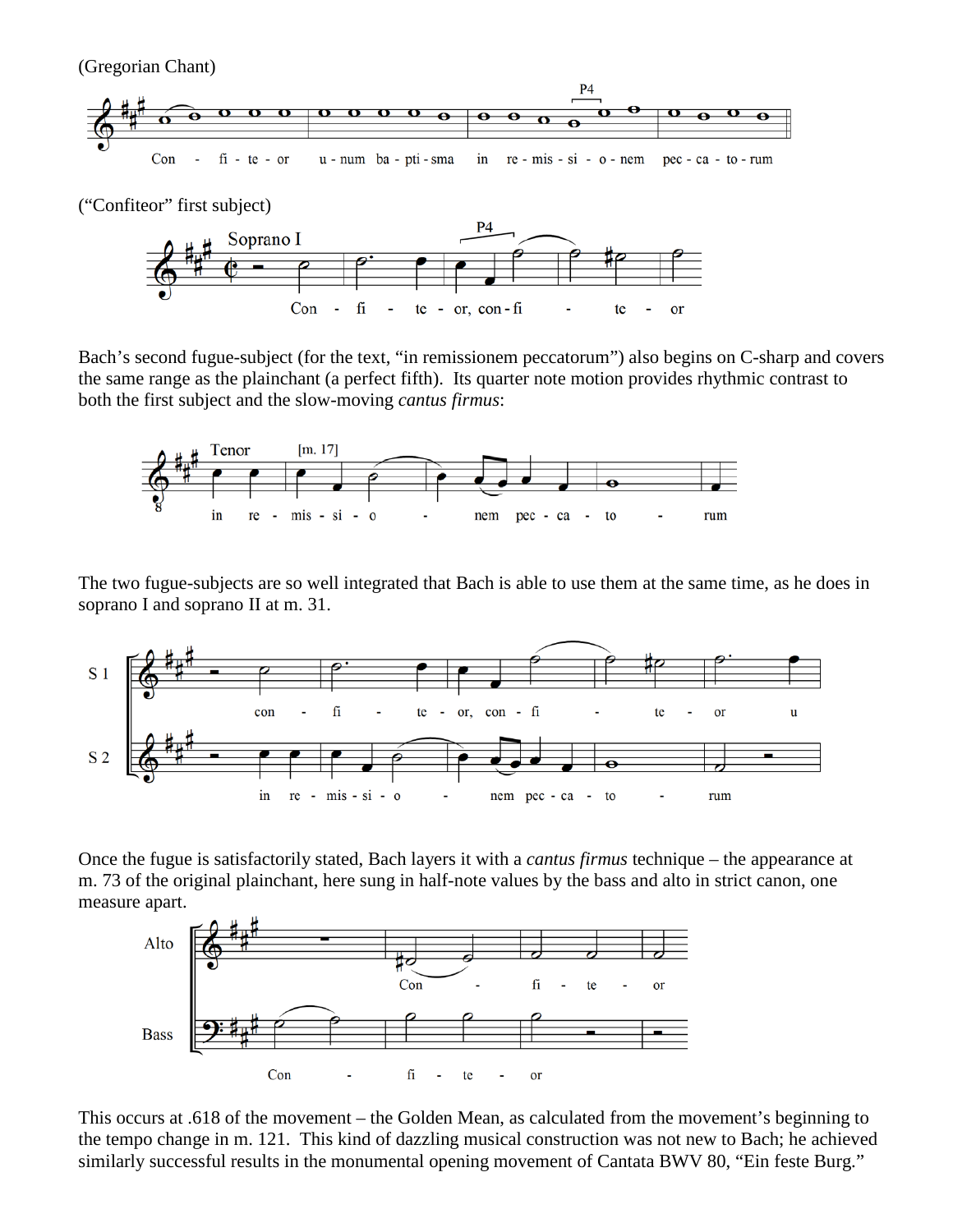(Gregorian Chant)

(“Confiteor” first subject)

Bach’s second fugue-subject (for the text, “in remissionem peccatorum”) also begins on C-sharp and covers the same range as the plainchant (a perfect fifth). Its quarter note motion provides rhythmic contrast to both the first subject and the slow-moving *cantus firmus*:

The two fugue-subjects are so well integrated that Bach is able to use them at the same time, as he does in soprano I and soprano II at m. 31.

Once the fugue is satisfactorily stated, Bach layers it with a *cantus firmus* technique – the appearance at m. 73 of the original plainchant, here sung in half-note values by the bass and alto in strict canon, one measure apart.

This occurs at .618 of the movement – the Golden Mean, as calculated from the movement’s beginning to the tempo change in m. 121. This kind of dazzling musical construction was not new to Bach; he achieved similarly successful results in the monumental opening movement of Cantata BWV 80, “Ein feste Burg.”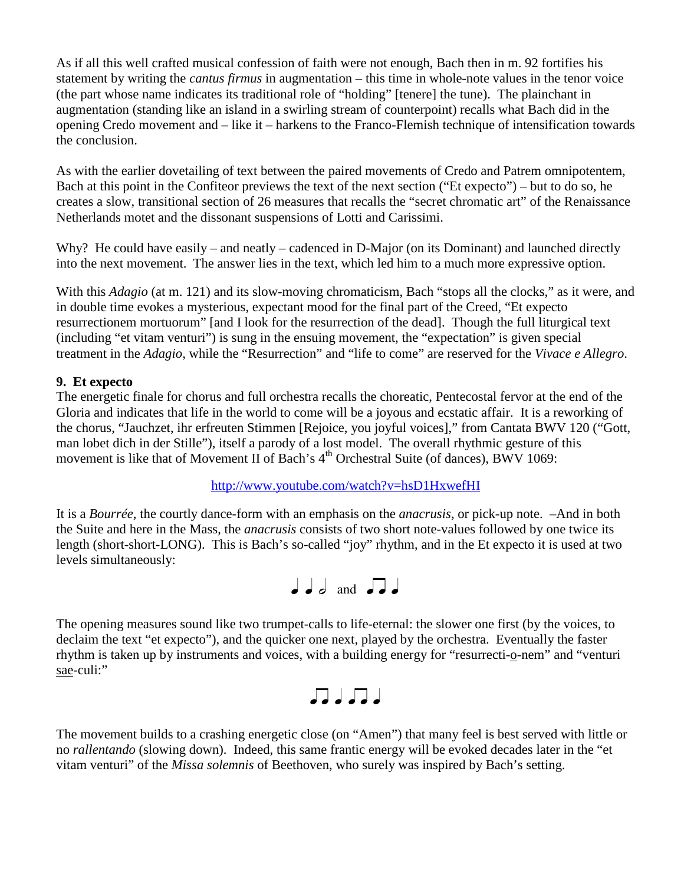As if all this well crafted musical confession of faith were not enough, Bach then in m. 92 fortifies his statement by writing the *cantus firmus* in augmentation – this time in whole-note values in the tenor voice (the part whose name indicates its traditional role of "holding" [tenere] the tune). The plainchant in augmentation (standing like an island in a swirling stream of counterpoint) recalls what Bach did in the opening Credo movement and – like it – harkens to the Franco-Flemish technique of intensification towards the conclusion.

As with the earlier dovetailing of text between the paired movements of Credo and Patrem omnipotentem, Bach at this point in the Confiteor previews the text of the next section ("Et expecto") – but to do so, he creates a slow, transitional section of 26 measures that recalls the "secret chromatic art" of the Renaissance Netherlands motet and the dissonant suspensions of Lotti and Carissimi.

Why? He could have easily – and neatly – cadenced in D-Major (on its Dominant) and launched directly into the next movement. The answer lies in the text, which led him to a much more expressive option.

With this *Adagio* (at m. 121) and its slow-moving chromaticism, Bach "stops all the clocks," as it were, and in double time evokes a mysterious, expectant mood for the final part of the Creed, "Et expecto resurrectionem mortuorum" [and I look for the resurrection of the dead]. Though the full liturgical text (including "et vitam venturi") is sung in the ensuing movement, the "expectation" is given special treatment in the *Adagio*, while the "Resurrection" and "life to come" are reserved for the *Vivace e Allegro*.

**9. Et expecto**

The energetic finale for chorus and full orchestra recalls the choreatic, Pentecostal fervor at the end of the Gloria and indicates that life in the world to come will be a joyous and ecstatic affair. It is a reworking of the chorus, "Jauchzet, ihr erfreuten Stimmen [Rejoice, you joyful voices]," from Cantata BWV 120 ("Gott, man lobet dich in der Stille"), itself a parody of a lost model. The overall rhythmic gesture of this movement is like that of Movement II of Bach's 4th Orchestral Suite (of dances), BWV 1069:

http://www.youtube.com/watch?v=hsD1HxwefHI

It is a *Bourrée*, the courtly dance-form with an emphasis on the *anacrusis*, or pick-up note. –And in both the Suite and here in the Mass, the *anacrusis* consists of two short note-values followed by one twice its length (short-short-LONG). This is Bach's so-called "joy" rhythm, and in the Et expecto it is used at two levels simultaneously:

♩ ♩ 𝅗𝅥 and ♫ ♩

The opening measures sound like two trumpet-calls to life-eternal: the slower one first (by the voices, to declaim the text "et expecto"), and the quicker one next, played by the orchestra. Eventually the faster rhythm is taken up by instruments and voices, with a building energy for "resurrecti-<u>o</u>-nem" and "venturi <u>sae</u>-culi:"

♫ ♩ ♫ ♩

The movement builds to a crashing energetic close (on "Amen") that many feel is best served with little or no *rallentando* (slowing down). Indeed, this same frantic energy will be evoked decades later in the "et vitam venturi" of the *Missa solemnis* of Beethoven, who surely was inspired by Bach's setting.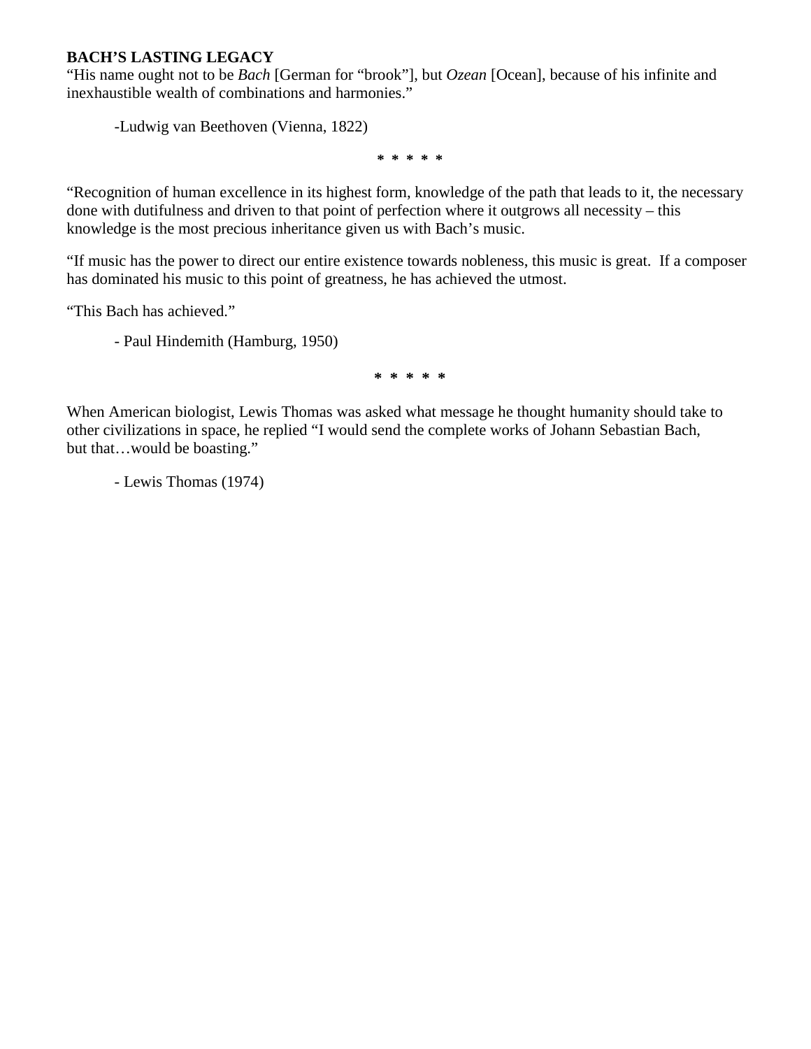**BACH'S LASTING LEGACY**

"His name ought not to be *Bach* [German for "brook"], but *Ozean* [Ocean], because of his infinite and inexhaustible wealth of combinations and harmonies."

-Ludwig van Beethoven (Vienna, 1822)

**\* \* \* \* \***

"Recognition of human excellence in its highest form, knowledge of the path that leads to it, the necessary done with dutifulness and driven to that point of perfection where it outgrows all necessity – this knowledge is the most precious inheritance given us with Bach's music.

"If music has the power to direct our entire existence towards nobleness, this music is great. If a composer has dominated his music to this point of greatness, he has achieved the utmost.

"This Bach has achieved."

- Paul Hindemith (Hamburg, 1950)

**\* \* \* \* \***

When American biologist, Lewis Thomas was asked what message he thought humanity should take to other civilizations in space, he replied "I would send the complete works of Johann Sebastian Bach, but that…would be boasting."

- Lewis Thomas (1974)